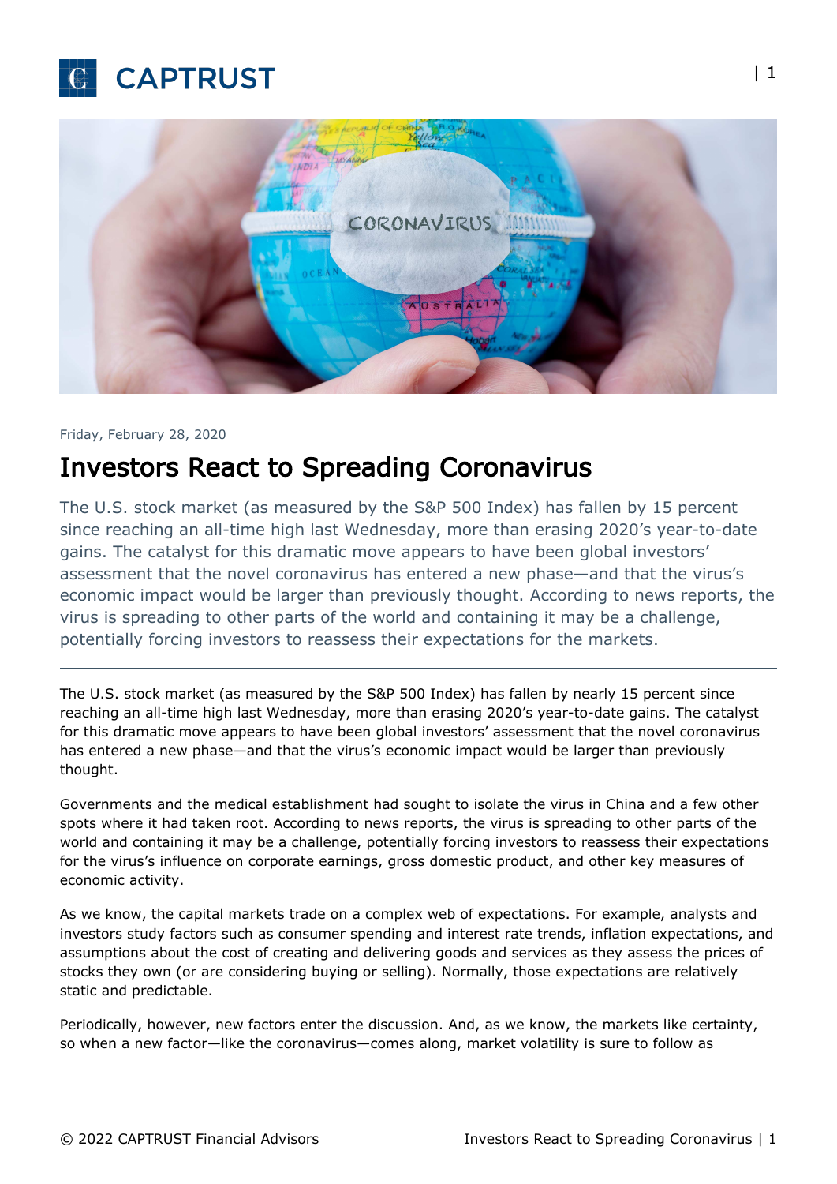Friday, February 28, 2020

# Investors React to Spreading Coronavirus

The U.S. stock market (as measured by the S&P 500 Index) has fallen by 15 percent since reaching an all-time high last Wednesday, more than erasing 2020's year-to-date gains. The catalyst for this dramatic move appears to have been global investors' assessment that the novel coronavirus has entered a new phase—and that the virus's economic impact would be larger than previously thought. According to news reports, the virus is spreading to other parts of the world and containing it may be a challenge, potentially forcing investors to reassess their expectations for the markets.

---

The U.S. stock market (as measured by the S&P 500 Index) has fallen by nearly 15 percent since reaching an all-time high last Wednesday, more than erasing 2020's year-to-date gains. The catalyst for this dramatic move appears to have been global investors' assessment that the novel coronavirus has entered a new phase—and that the virus's economic impact would be larger than previously thought.

Governments and the medical establishment had sought to isolate the virus in China and a few other spots where it had taken root. According to news reports, the virus is spreading to other parts of the world and containing it may be a challenge, potentially forcing investors to reassess their expectations for the virus's influence on corporate earnings, gross domestic product, and other key measures of economic activity.

As we know, the capital markets trade on a complex web of expectations. For example, analysts and investors study factors such as consumer spending and interest rate trends, inflation expectations, and assumptions about the cost of creating and delivering goods and services as they assess the prices of stocks they own (or are considering buying or selling). Normally, those expectations are relatively static and predictable.

Periodically, however, new factors enter the discussion. And, as we know, the markets like certainty, so when a new factor—like the coronavirus—comes along, market volatility is sure to follow as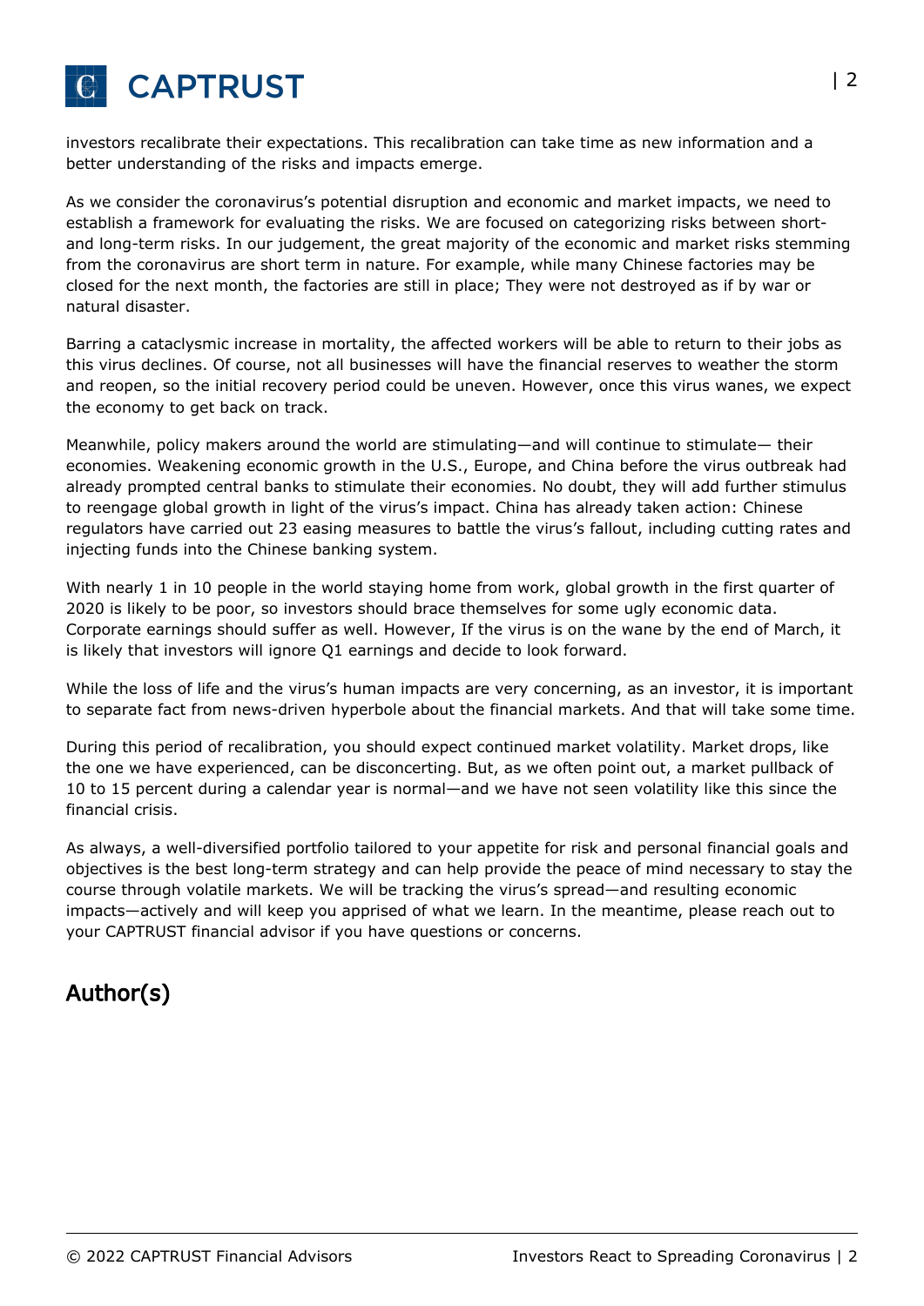investors recalibrate their expectations. This recalibration can take time as new information and a better understanding of the risks and impacts emerge.

As we consider the coronavirus's potential disruption and economic and market impacts, we need to establish a framework for evaluating the risks. We are focused on categorizing risks between short- and long-term risks. In our judgement, the great majority of the economic and market risks stemming from the coronavirus are short term in nature. For example, while many Chinese factories may be closed for the next month, the factories are still in place; They were not destroyed as if by war or natural disaster.

Barring a cataclysmic increase in mortality, the affected workers will be able to return to their jobs as this virus declines. Of course, not all businesses will have the financial reserves to weather the storm and reopen, so the initial recovery period could be uneven. However, once this virus wanes, we expect the economy to get back on track.

Meanwhile, policy makers around the world are stimulating—and will continue to stimulate— their economies. Weakening economic growth in the U.S., Europe, and China before the virus outbreak had already prompted central banks to stimulate their economies. No doubt, they will add further stimulus to reengage global growth in light of the virus's impact. China has already taken action: Chinese regulators have carried out 23 easing measures to battle the virus's fallout, including cutting rates and injecting funds into the Chinese banking system.

With nearly 1 in 10 people in the world staying home from work, global growth in the first quarter of 2020 is likely to be poor, so investors should brace themselves for some ugly economic data. Corporate earnings should suffer as well. However, If the virus is on the wane by the end of March, it is likely that investors will ignore Q1 earnings and decide to look forward.

While the loss of life and the virus's human impacts are very concerning, as an investor, it is important to separate fact from news-driven hyperbole about the financial markets. And that will take some time.

During this period of recalibration, you should expect continued market volatility. Market drops, like the one we have experienced, can be disconcerting. But, as we often point out, a market pullback of 10 to 15 percent during a calendar year is normal—and we have not seen volatility like this since the financial crisis.

As always, a well-diversified portfolio tailored to your appetite for risk and personal financial goals and objectives is the best long-term strategy and can help provide the peace of mind necessary to stay the course through volatile markets. We will be tracking the virus's spread—and resulting economic impacts—actively and will keep you apprised of what we learn. In the meantime, please reach out to your CAPTRUST financial advisor if you have questions or concerns.

## Author(s)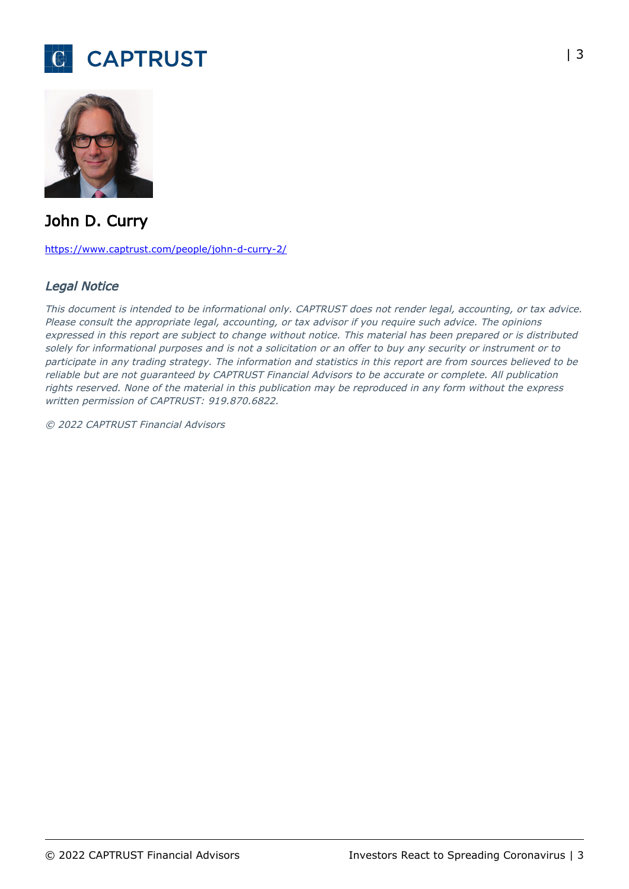## John D. Curry

https://www.captrust.com/people/john-d-curry-2/

### *Legal Notice*

*This document is intended to be informational only. CAPTRUST does not render legal, accounting, or tax advice. Please consult the appropriate legal, accounting, or tax advisor if you require such advice. The opinions expressed in this report are subject to change without notice. This material has been prepared or is distributed solely for informational purposes and is not a solicitation or an offer to buy any security or instrument or to participate in any trading strategy. The information and statistics in this report are from sources believed to be reliable but are not guaranteed by CAPTRUST Financial Advisors to be accurate or complete. All publication rights reserved. None of the material in this publication may be reproduced in any form without the express written permission of CAPTRUST: 919.870.6822.*

*© 2022 CAPTRUST Financial Advisors*